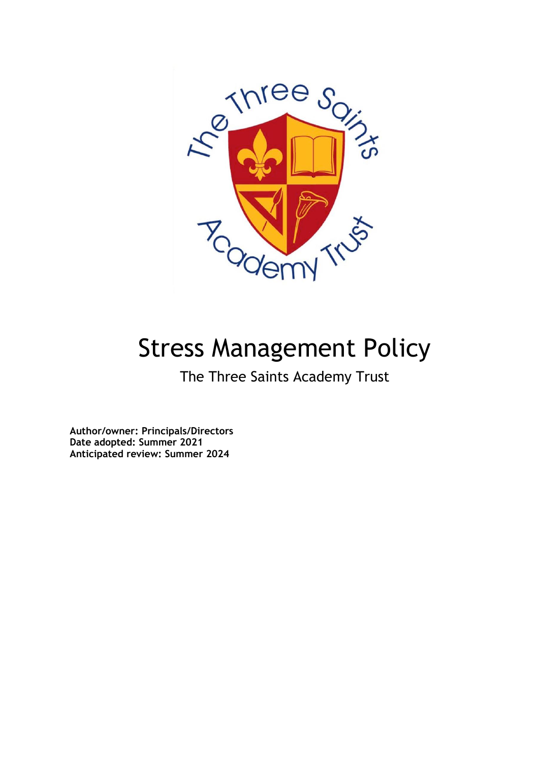# Stress Management Policy

The Three Saints Academy Trust

**Author/owner: Principals/Directors**
**Date adopted: Summer 2021**
**Anticipated review: Summer 2024**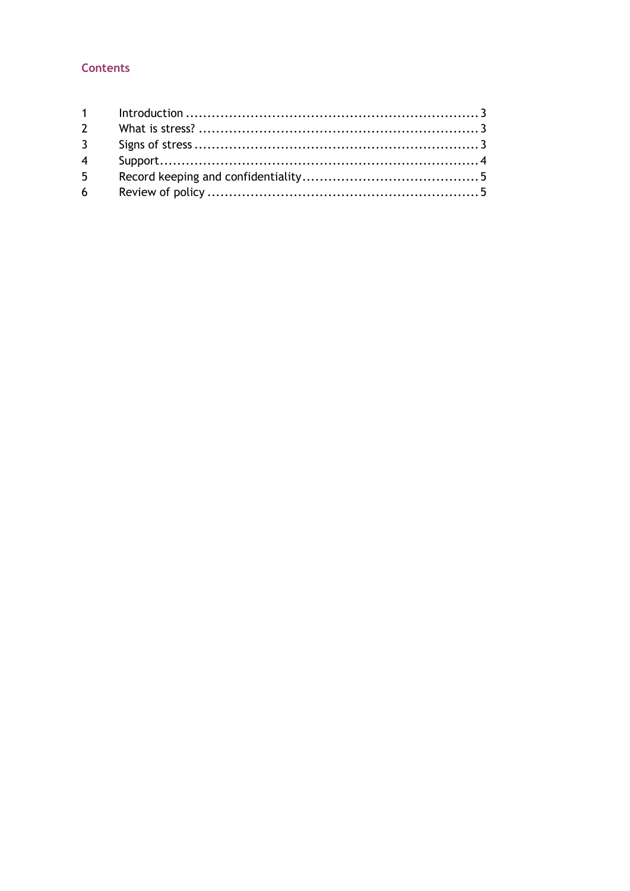## Contents

| | | |
|---|---|---|
| 1 | Introduction | 3 |
| 2 | What is stress? | 3 |
| 3 | Signs of stress | 3 |
| 4 | Support | 4 |
| 5 | Record keeping and confidentiality | 5 |
| 6 | Review of policy | 5 |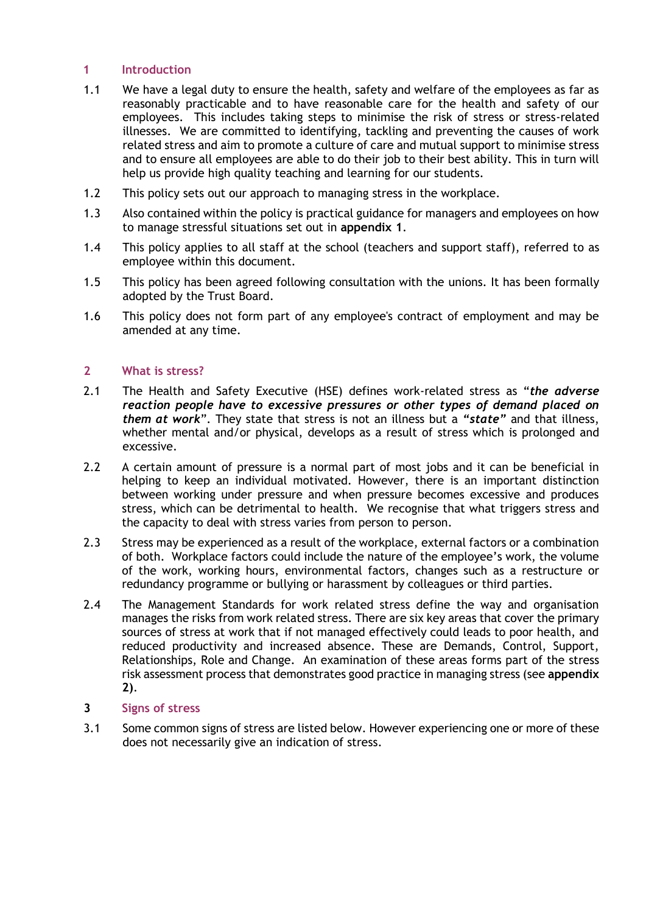## 1 Introduction

1.1 We have a legal duty to ensure the health, safety and welfare of the employees as far as reasonably practicable and to have reasonable care for the health and safety of our employees. This includes taking steps to minimise the risk of stress or stress-related illnesses. We are committed to identifying, tackling and preventing the causes of work related stress and aim to promote a culture of care and mutual support to minimise stress and to ensure all employees are able to do their job to their best ability. This in turn will help us provide high quality teaching and learning for our students.

1.2 This policy sets out our approach to managing stress in the workplace.

1.3 Also contained within the policy is practical guidance for managers and employees on how to manage stressful situations set out in **appendix 1**.

1.4 This policy applies to all staff at the school (teachers and support staff), referred to as employee within this document.

1.5 This policy has been agreed following consultation with the unions. It has been formally adopted by the Trust Board.

1.6 This policy does not form part of any employee's contract of employment and may be amended at any time.

## 2 What is stress?

2.1 The Health and Safety Executive (HSE) defines work-related stress as "***the adverse reaction people have to excessive pressures or other types of demand placed on them at work***". They state that stress is not an illness but a ***"state"*** and that illness, whether mental and/or physical, develops as a result of stress which is prolonged and excessive.

2.2 A certain amount of pressure is a normal part of most jobs and it can be beneficial in helping to keep an individual motivated. However, there is an important distinction between working under pressure and when pressure becomes excessive and produces stress, which can be detrimental to health. We recognise that what triggers stress and the capacity to deal with stress varies from person to person.

2.3 Stress may be experienced as a result of the workplace, external factors or a combination of both. Workplace factors could include the nature of the employee's work, the volume of the work, working hours, environmental factors, changes such as a restructure or redundancy programme or bullying or harassment by colleagues or third parties.

2.4 The Management Standards for work related stress define the way and organisation manages the risks from work related stress. There are six key areas that cover the primary sources of stress at work that if not managed effectively could leads to poor health, and reduced productivity and increased absence. These are Demands, Control, Support, Relationships, Role and Change. An examination of these areas forms part of the stress risk assessment process that demonstrates good practice in managing stress (see **appendix 2)**.

## 3 Signs of stress

3.1 Some common signs of stress are listed below. However experiencing one or more of these does not necessarily give an indication of stress.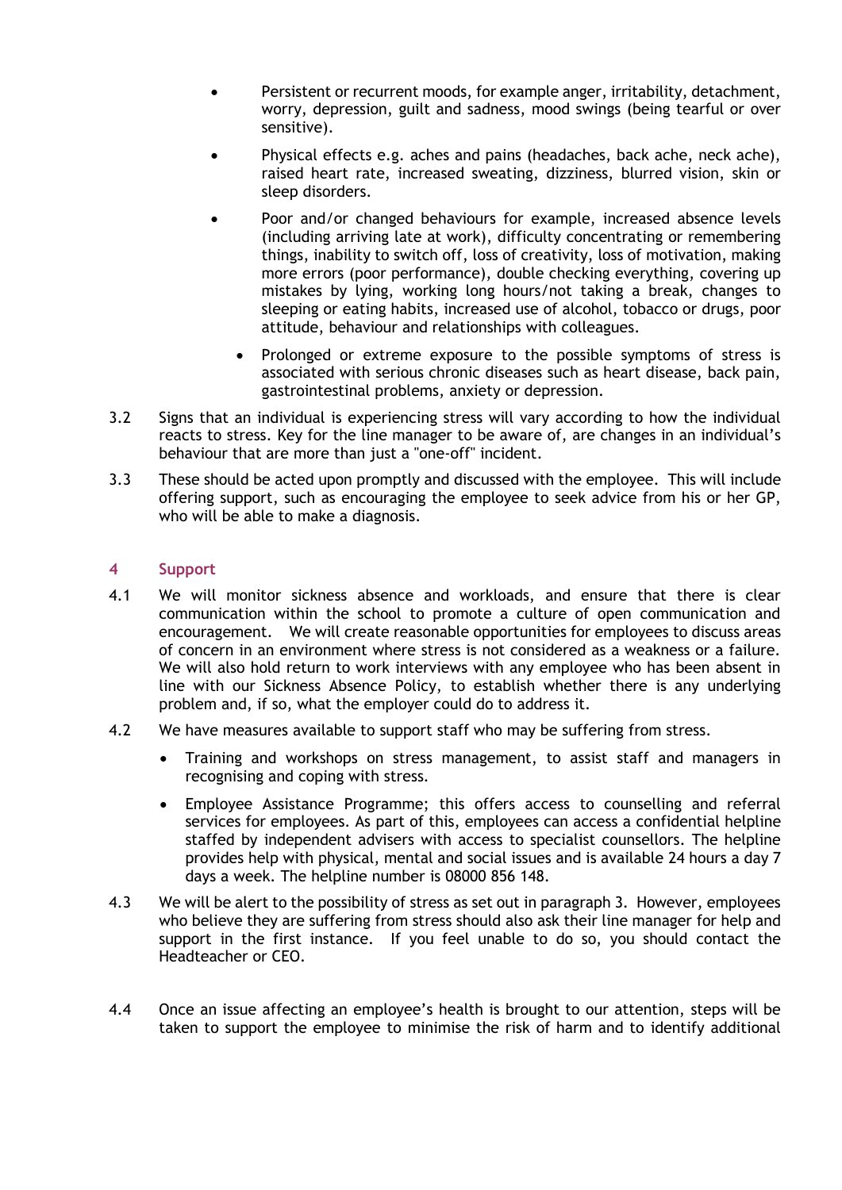- Persistent or recurrent moods, for example anger, irritability, detachment, worry, depression, guilt and sadness, mood swings (being tearful or over sensitive).
- Physical effects e.g. aches and pains (headaches, back ache, neck ache), raised heart rate, increased sweating, dizziness, blurred vision, skin or sleep disorders.
- Poor and/or changed behaviours for example, increased absence levels (including arriving late at work), difficulty concentrating or remembering things, inability to switch off, loss of creativity, loss of motivation, making more errors (poor performance), double checking everything, covering up mistakes by lying, working long hours/not taking a break, changes to sleeping or eating habits, increased use of alcohol, tobacco or drugs, poor attitude, behaviour and relationships with colleagues.
  - Prolonged or extreme exposure to the possible symptoms of stress is associated with serious chronic diseases such as heart disease, back pain, gastrointestinal problems, anxiety or depression.

3.2 Signs that an individual is experiencing stress will vary according to how the individual reacts to stress. Key for the line manager to be aware of, are changes in an individual's behaviour that are more than just a "one-off" incident.

3.3 These should be acted upon promptly and discussed with the employee. This will include offering support, such as encouraging the employee to seek advice from his or her GP, who will be able to make a diagnosis.

## 4 Support

4.1 We will monitor sickness absence and workloads, and ensure that there is clear communication within the school to promote a culture of open communication and encouragement. We will create reasonable opportunities for employees to discuss areas of concern in an environment where stress is not considered as a weakness or a failure. We will also hold return to work interviews with any employee who has been absent in line with our Sickness Absence Policy, to establish whether there is any underlying problem and, if so, what the employer could do to address it.

4.2 We have measures available to support staff who may be suffering from stress.

- Training and workshops on stress management, to assist staff and managers in recognising and coping with stress.
- Employee Assistance Programme; this offers access to counselling and referral services for employees. As part of this, employees can access a confidential helpline staffed by independent advisers with access to specialist counsellors. The helpline provides help with physical, mental and social issues and is available 24 hours a day 7 days a week. The helpline number is 08000 856 148.

4.3 We will be alert to the possibility of stress as set out in paragraph 3. However, employees who believe they are suffering from stress should also ask their line manager for help and support in the first instance. If you feel unable to do so, you should contact the Headteacher or CEO.

4.4 Once an issue affecting an employee's health is brought to our attention, steps will be taken to support the employee to minimise the risk of harm and to identify additional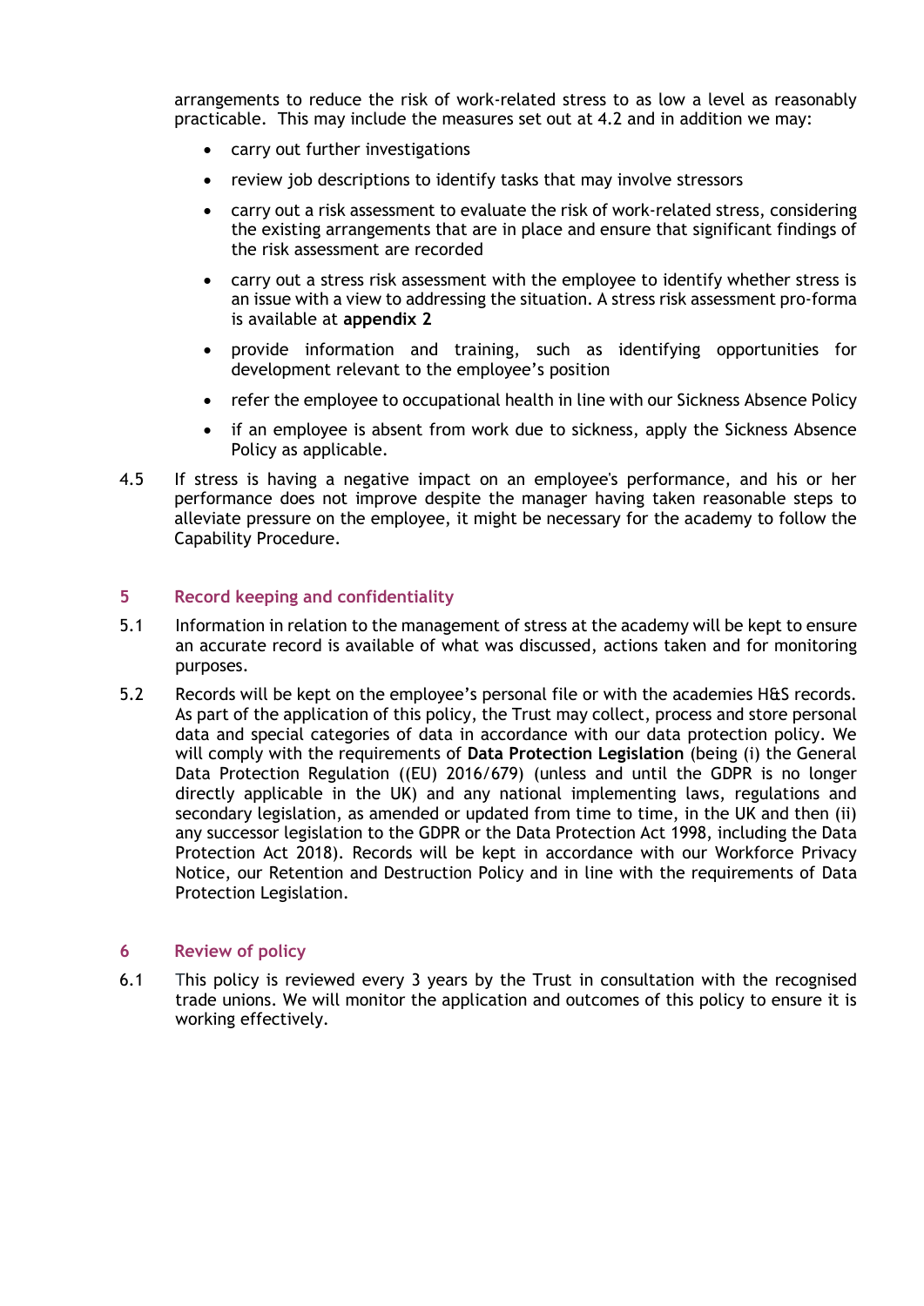arrangements to reduce the risk of work-related stress to as low a level as reasonably practicable. This may include the measures set out at 4.2 and in addition we may:

- carry out further investigations
- review job descriptions to identify tasks that may involve stressors
- carry out a risk assessment to evaluate the risk of work-related stress, considering the existing arrangements that are in place and ensure that significant findings of the risk assessment are recorded
- carry out a stress risk assessment with the employee to identify whether stress is an issue with a view to addressing the situation. A stress risk assessment pro-forma is available at **appendix 2**
- provide information and training, such as identifying opportunities for development relevant to the employee's position
- refer the employee to occupational health in line with our Sickness Absence Policy
- if an employee is absent from work due to sickness, apply the Sickness Absence Policy as applicable.

4.5 If stress is having a negative impact on an employee's performance, and his or her performance does not improve despite the manager having taken reasonable steps to alleviate pressure on the employee, it might be necessary for the academy to follow the Capability Procedure.

## 5 Record keeping and confidentiality

5.1 Information in relation to the management of stress at the academy will be kept to ensure an accurate record is available of what was discussed, actions taken and for monitoring purposes.

5.2 Records will be kept on the employee's personal file or with the academies H&S records. As part of the application of this policy, the Trust may collect, process and store personal data and special categories of data in accordance with our data protection policy. We will comply with the requirements of **Data Protection Legislation** (being (i) the General Data Protection Regulation ((EU) 2016/679) (unless and until the GDPR is no longer directly applicable in the UK) and any national implementing laws, regulations and secondary legislation, as amended or updated from time to time, in the UK and then (ii) any successor legislation to the GDPR or the Data Protection Act 1998, including the Data Protection Act 2018). Records will be kept in accordance with our Workforce Privacy Notice, our Retention and Destruction Policy and in line with the requirements of Data Protection Legislation.

## 6 Review of policy

6.1 This policy is reviewed every 3 years by the Trust in consultation with the recognised trade unions. We will monitor the application and outcomes of this policy to ensure it is working effectively.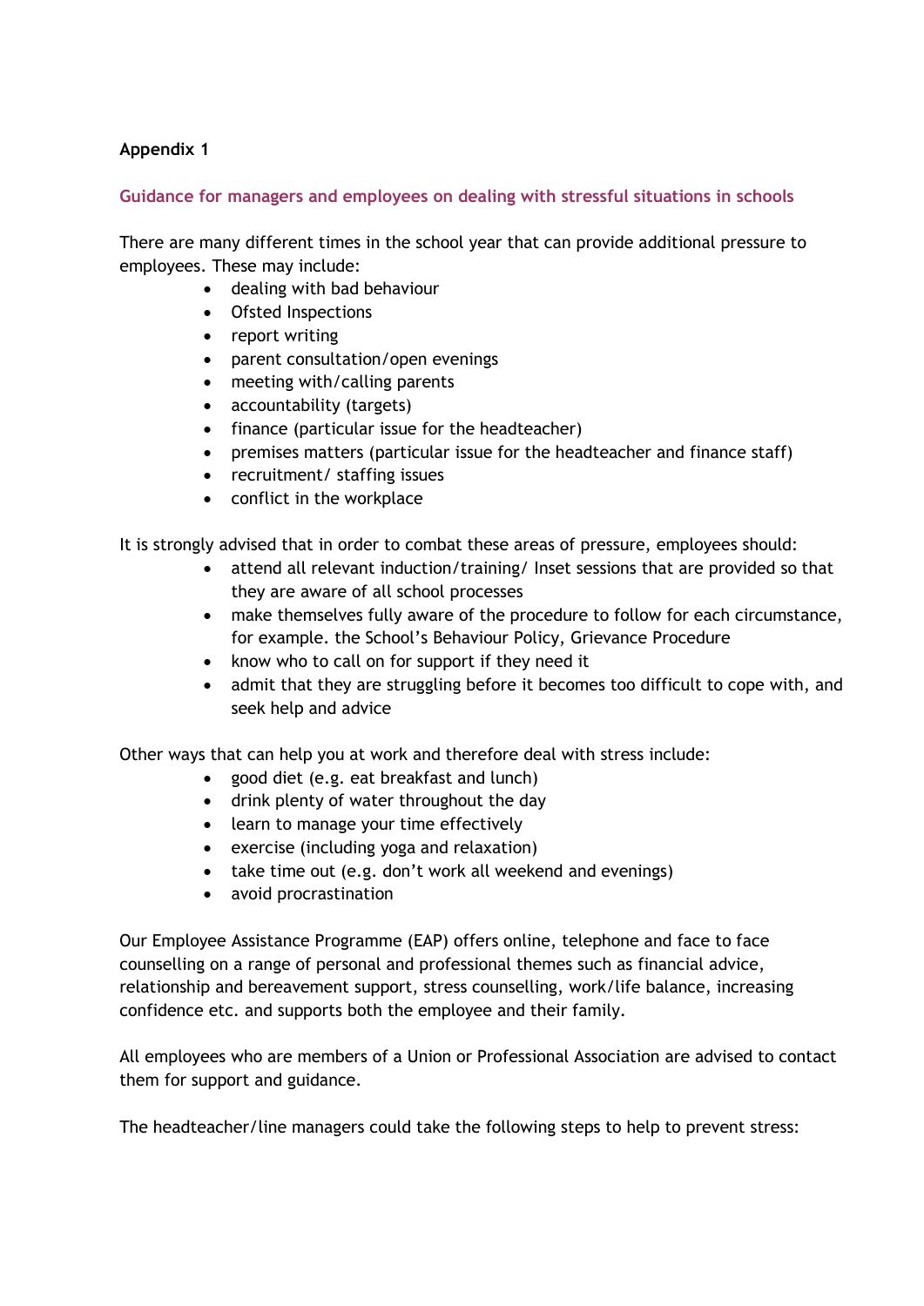**Appendix 1**

## Guidance for managers and employees on dealing with stressful situations in schools

There are many different times in the school year that can provide additional pressure to employees. These may include:

- dealing with bad behaviour
- Ofsted Inspections
- report writing
- parent consultation/open evenings
- meeting with/calling parents
- accountability (targets)
- finance (particular issue for the headteacher)
- premises matters (particular issue for the headteacher and finance staff)
- recruitment/ staffing issues
- conflict in the workplace

It is strongly advised that in order to combat these areas of pressure, employees should:

- attend all relevant induction/training/ Inset sessions that are provided so that they are aware of all school processes
- make themselves fully aware of the procedure to follow for each circumstance, for example. the School's Behaviour Policy, Grievance Procedure
- know who to call on for support if they need it
- admit that they are struggling before it becomes too difficult to cope with, and seek help and advice

Other ways that can help you at work and therefore deal with stress include:

- good diet (e.g. eat breakfast and lunch)
- drink plenty of water throughout the day
- learn to manage your time effectively
- exercise (including yoga and relaxation)
- take time out (e.g. don't work all weekend and evenings)
- avoid procrastination

Our Employee Assistance Programme (EAP) offers online, telephone and face to face counselling on a range of personal and professional themes such as financial advice, relationship and bereavement support, stress counselling, work/life balance, increasing confidence etc. and supports both the employee and their family.

All employees who are members of a Union or Professional Association are advised to contact them for support and guidance.

The headteacher/line managers could take the following steps to help to prevent stress: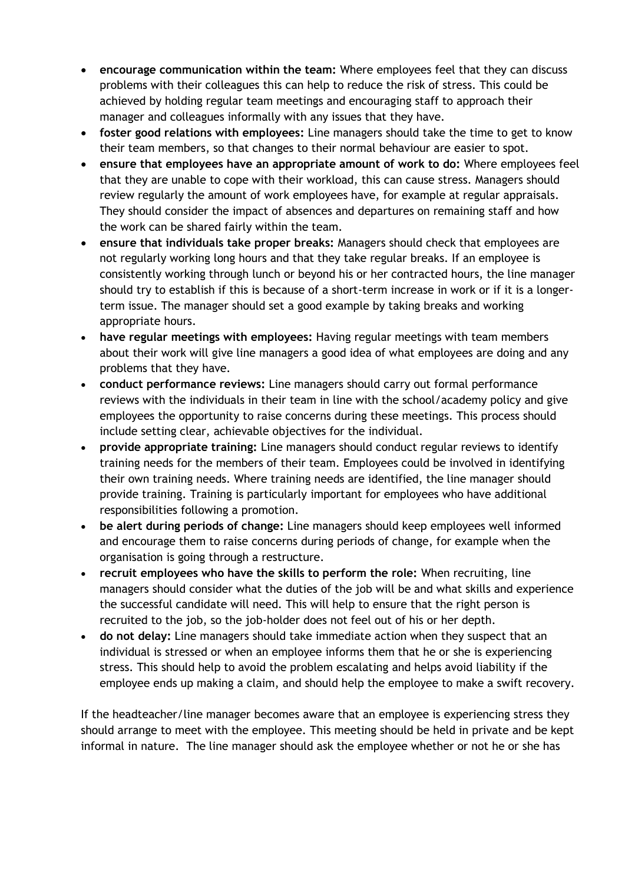- **encourage communication within the team:** Where employees feel that they can discuss problems with their colleagues this can help to reduce the risk of stress. This could be achieved by holding regular team meetings and encouraging staff to approach their manager and colleagues informally with any issues that they have.
- **foster good relations with employees:** Line managers should take the time to get to know their team members, so that changes to their normal behaviour are easier to spot.
- **ensure that employees have an appropriate amount of work to do:** Where employees feel that they are unable to cope with their workload, this can cause stress. Managers should review regularly the amount of work employees have, for example at regular appraisals. They should consider the impact of absences and departures on remaining staff and how the work can be shared fairly within the team.
- **ensure that individuals take proper breaks:** Managers should check that employees are not regularly working long hours and that they take regular breaks. If an employee is consistently working through lunch or beyond his or her contracted hours, the line manager should try to establish if this is because of a short-term increase in work or if it is a longer-term issue. The manager should set a good example by taking breaks and working appropriate hours.
- **have regular meetings with employees:** Having regular meetings with team members about their work will give line managers a good idea of what employees are doing and any problems that they have.
- **conduct performance reviews:** Line managers should carry out formal performance reviews with the individuals in their team in line with the school/academy policy and give employees the opportunity to raise concerns during these meetings. This process should include setting clear, achievable objectives for the individual.
- **provide appropriate training:** Line managers should conduct regular reviews to identify training needs for the members of their team. Employees could be involved in identifying their own training needs. Where training needs are identified, the line manager should provide training. Training is particularly important for employees who have additional responsibilities following a promotion.
- **be alert during periods of change:** Line managers should keep employees well informed and encourage them to raise concerns during periods of change, for example when the organisation is going through a restructure.
- **recruit employees who have the skills to perform the role:** When recruiting, line managers should consider what the duties of the job will be and what skills and experience the successful candidate will need. This will help to ensure that the right person is recruited to the job, so the job-holder does not feel out of his or her depth.
- **do not delay:** Line managers should take immediate action when they suspect that an individual is stressed or when an employee informs them that he or she is experiencing stress. This should help to avoid the problem escalating and helps avoid liability if the employee ends up making a claim, and should help the employee to make a swift recovery.

If the headteacher/line manager becomes aware that an employee is experiencing stress they should arrange to meet with the employee. This meeting should be held in private and be kept informal in nature. The line manager should ask the employee whether or not he or she has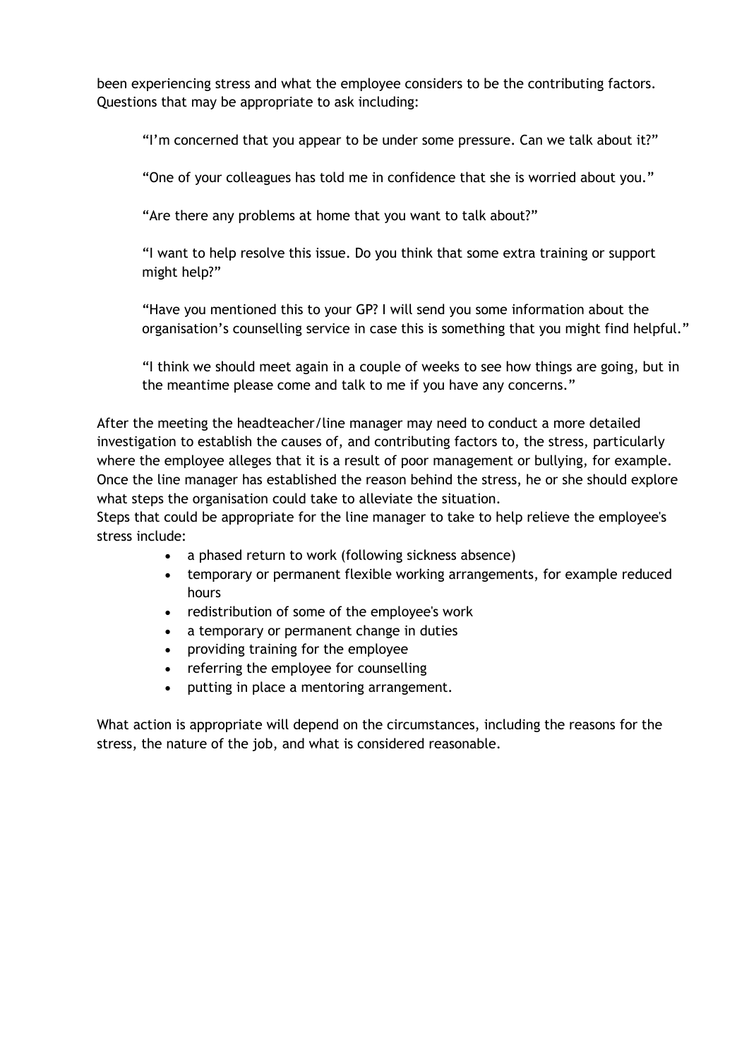been experiencing stress and what the employee considers to be the contributing factors. Questions that may be appropriate to ask including:

> "I'm concerned that you appear to be under some pressure. Can we talk about it?"
>
> "One of your colleagues has told me in confidence that she is worried about you."
>
> "Are there any problems at home that you want to talk about?"
>
> "I want to help resolve this issue. Do you think that some extra training or support might help?"
>
> "Have you mentioned this to your GP? I will send you some information about the organisation's counselling service in case this is something that you might find helpful."
>
> "I think we should meet again in a couple of weeks to see how things are going, but in the meantime please come and talk to me if you have any concerns."

After the meeting the headteacher/line manager may need to conduct a more detailed investigation to establish the causes of, and contributing factors to, the stress, particularly where the employee alleges that it is a result of poor management or bullying, for example. Once the line manager has established the reason behind the stress, he or she should explore what steps the organisation could take to alleviate the situation.
Steps that could be appropriate for the line manager to take to help relieve the employee's stress include:

- a phased return to work (following sickness absence)
- temporary or permanent flexible working arrangements, for example reduced hours
- redistribution of some of the employee's work
- a temporary or permanent change in duties
- providing training for the employee
- referring the employee for counselling
- putting in place a mentoring arrangement.

What action is appropriate will depend on the circumstances, including the reasons for the stress, the nature of the job, and what is considered reasonable.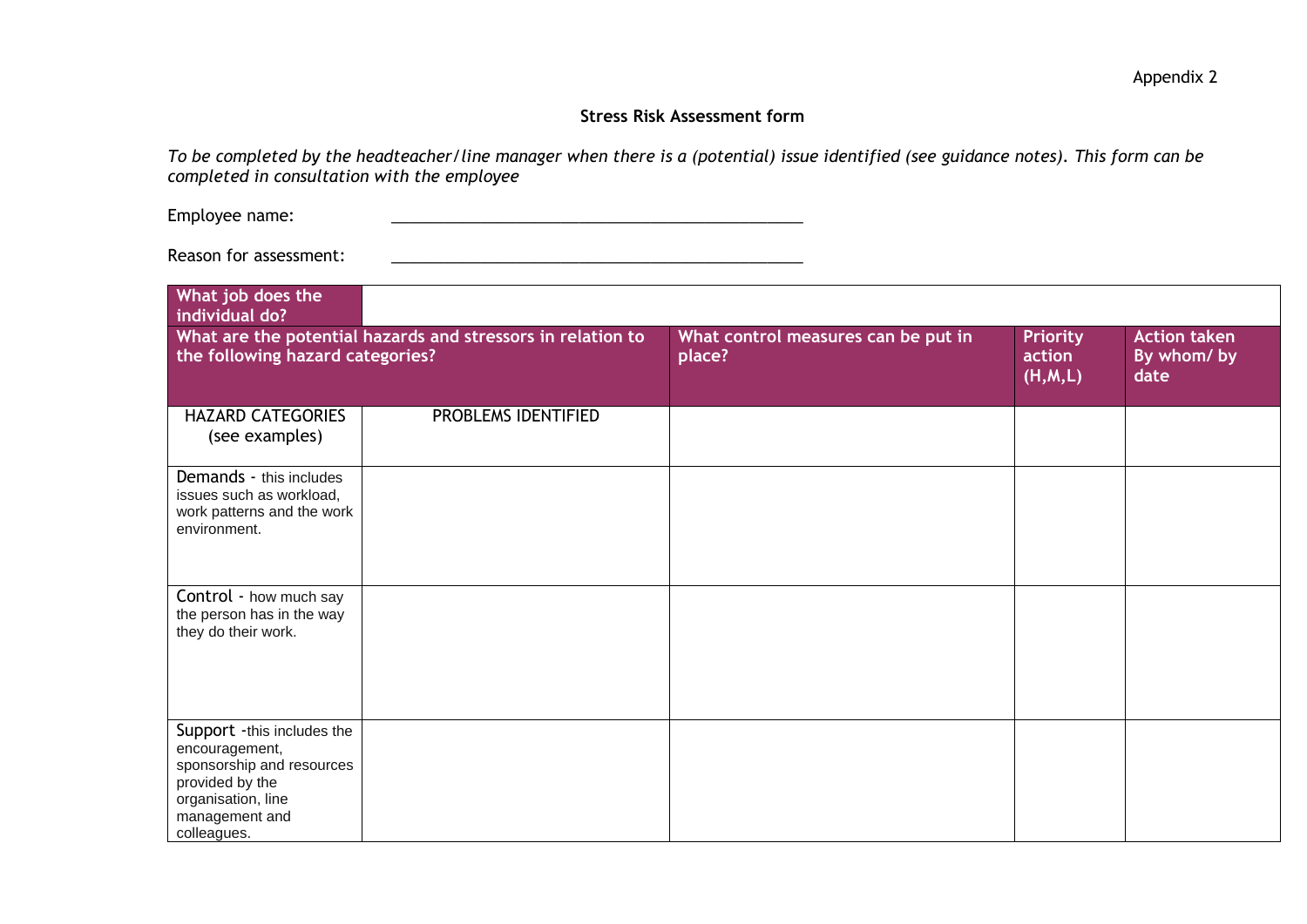Appendix 2

## Stress Risk Assessment form

*To be completed by the headteacher/line manager when there is a (potential) issue identified (see guidance notes). This form can be completed in consultation with the employee*

Employee name: ________________________________________________

Reason for assessment: ________________________________________________

| **What job does the individual do?** | | | | |
|---|---|---|---|---|
| **What are the potential hazards and stressors in relation to the following hazard categories?** | | **What control measures can be put in place?** | **Priority action (H,M,L)** | **Action taken By whom/ by date** |
| HAZARD CATEGORIES (see examples) | PROBLEMS IDENTIFIED | | | |
| Demands - this includes issues such as workload, work patterns and the work environment. | | | | |
| Control - how much say the person has in the way they do their work. | | | | |
| Support -this includes the encouragement, sponsorship and resources provided by the organisation, line management and colleagues. | | | | |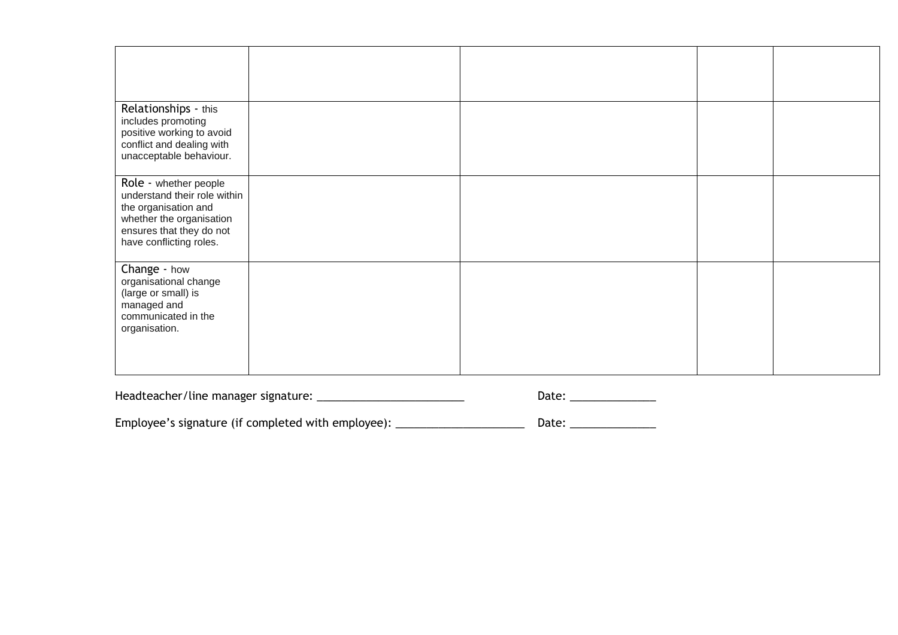| | | | | |
|---|---|---|---|---|
| | | | | |
| Relationships - this includes promoting positive working to avoid conflict and dealing with unacceptable behaviour. | | | | |
| Role - whether people understand their role within the organisation and whether the organisation ensures that they do not have conflicting roles. | | | | |
| Change - how organisational change (large or small) is managed and communicated in the organisation. | | | | |

Headteacher/line manager signature: ________________________ Date: ______________

Employee's signature (if completed with employee): _____________________ Date: ______________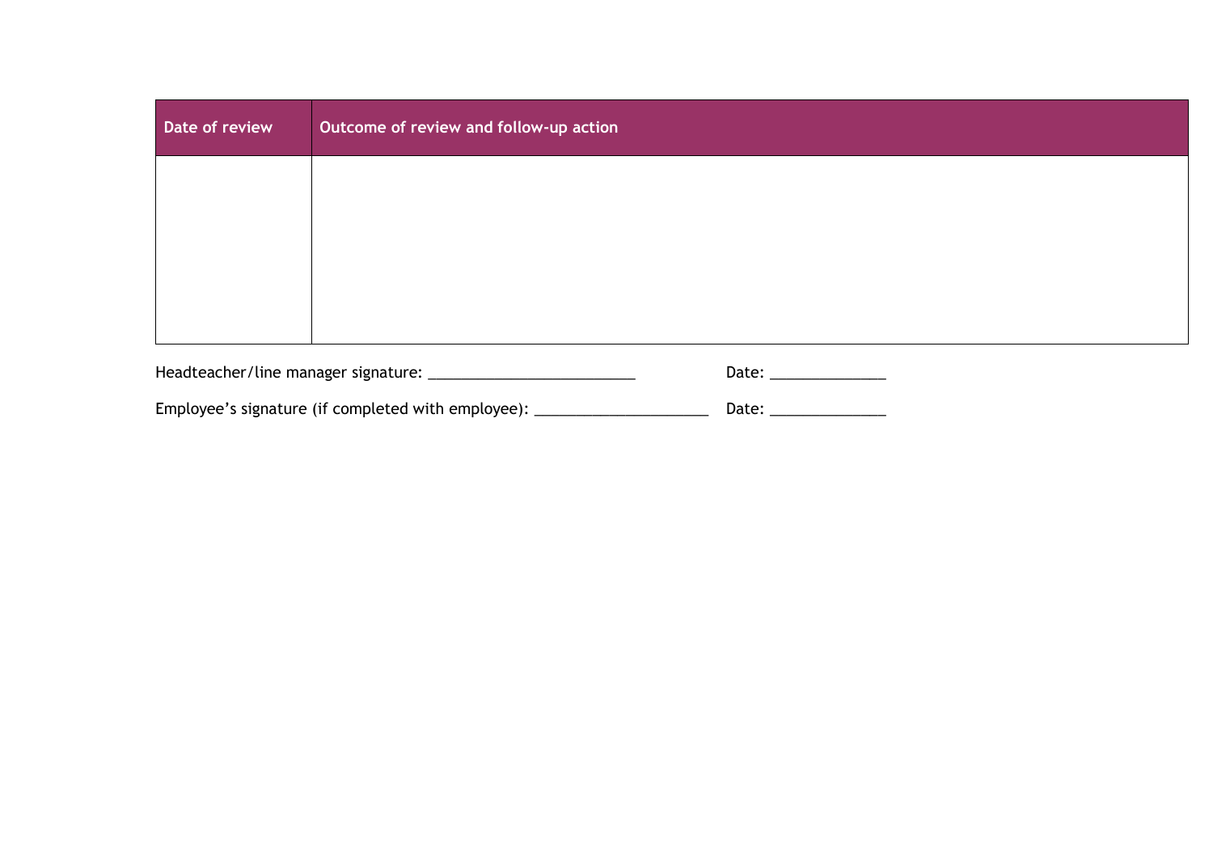| Date of review | Outcome of review and follow-up action |
|---|---|
| | |

Headteacher/line manager signature: _________________________ Date: ______________

Employee's signature (if completed with employee): _____________________ Date: ______________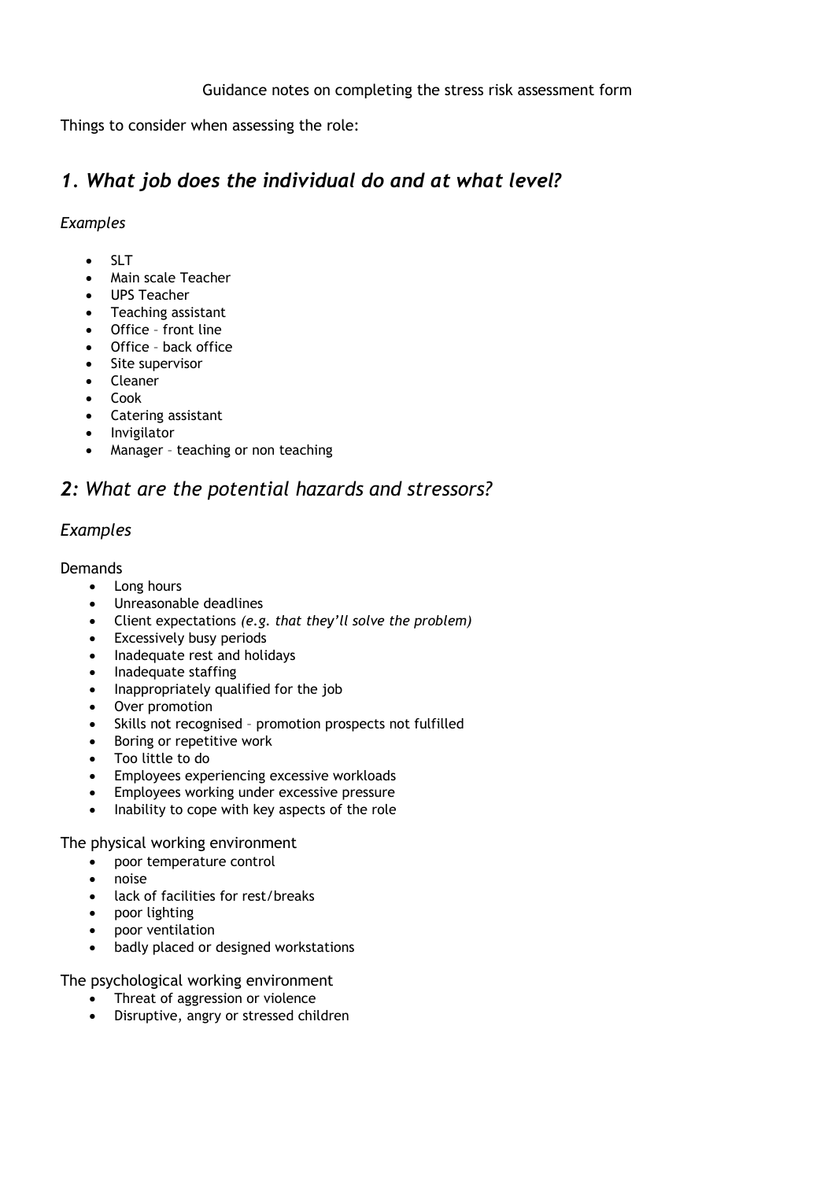Guidance notes on completing the stress risk assessment form

Things to consider when assessing the role:

## *1. What job does the individual do and at what level?*

### *Examples*

- SLT
- Main scale Teacher
- UPS Teacher
- Teaching assistant
- Office – front line
- Office – back office
- Site supervisor
- Cleaner
- Cook
- Catering assistant
- Invigilator
- Manager – teaching or non teaching

## ***2:** What are the potential hazards and stressors?*

### *Examples*

Demands

- Long hours
- Unreasonable deadlines
- Client expectations *(e.g. that they'll solve the problem)*
- Excessively busy periods
- Inadequate rest and holidays
- Inadequate staffing
- Inappropriately qualified for the job
- Over promotion
- Skills not recognised – promotion prospects not fulfilled
- Boring or repetitive work
- Too little to do
- Employees experiencing excessive workloads
- Employees working under excessive pressure
- Inability to cope with key aspects of the role

The physical working environment

- poor temperature control
- noise
- lack of facilities for rest/breaks
- poor lighting
- poor ventilation
- badly placed or designed workstations

The psychological working environment

- Threat of aggression or violence
- Disruptive, angry or stressed children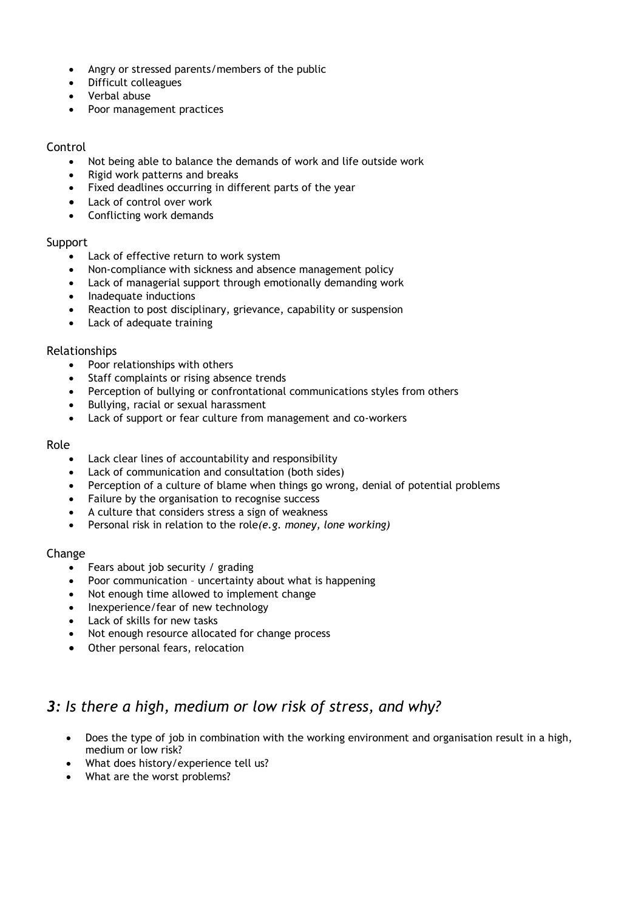- Angry or stressed parents/members of the public
- Difficult colleagues
- Verbal abuse
- Poor management practices

Control

- Not being able to balance the demands of work and life outside work
- Rigid work patterns and breaks
- Fixed deadlines occurring in different parts of the year
- Lack of control over work
- Conflicting work demands

Support

- Lack of effective return to work system
- Non-compliance with sickness and absence management policy
- Lack of managerial support through emotionally demanding work
- Inadequate inductions
- Reaction to post disciplinary, grievance, capability or suspension
- Lack of adequate training

Relationships

- Poor relationships with others
- Staff complaints or rising absence trends
- Perception of bullying or confrontational communications styles from others
- Bullying, racial or sexual harassment
- Lack of support or fear culture from management and co-workers

Role

- Lack clear lines of accountability and responsibility
- Lack of communication and consultation (both sides)
- Perception of a culture of blame when things go wrong, denial of potential problems
- Failure by the organisation to recognise success
- A culture that considers stress a sign of weakness
- Personal risk in relation to the role*(e.g. money, lone working)*

Change

- Fears about job security / grading
- Poor communication – uncertainty about what is happening
- Not enough time allowed to implement change
- Inexperience/fear of new technology
- Lack of skills for new tasks
- Not enough resource allocated for change process
- Other personal fears, relocation

## *3: Is there a high, medium or low risk of stress, and why?*

- Does the type of job in combination with the working environment and organisation result in a high, medium or low risk?
- What does history/experience tell us?
- What are the worst problems?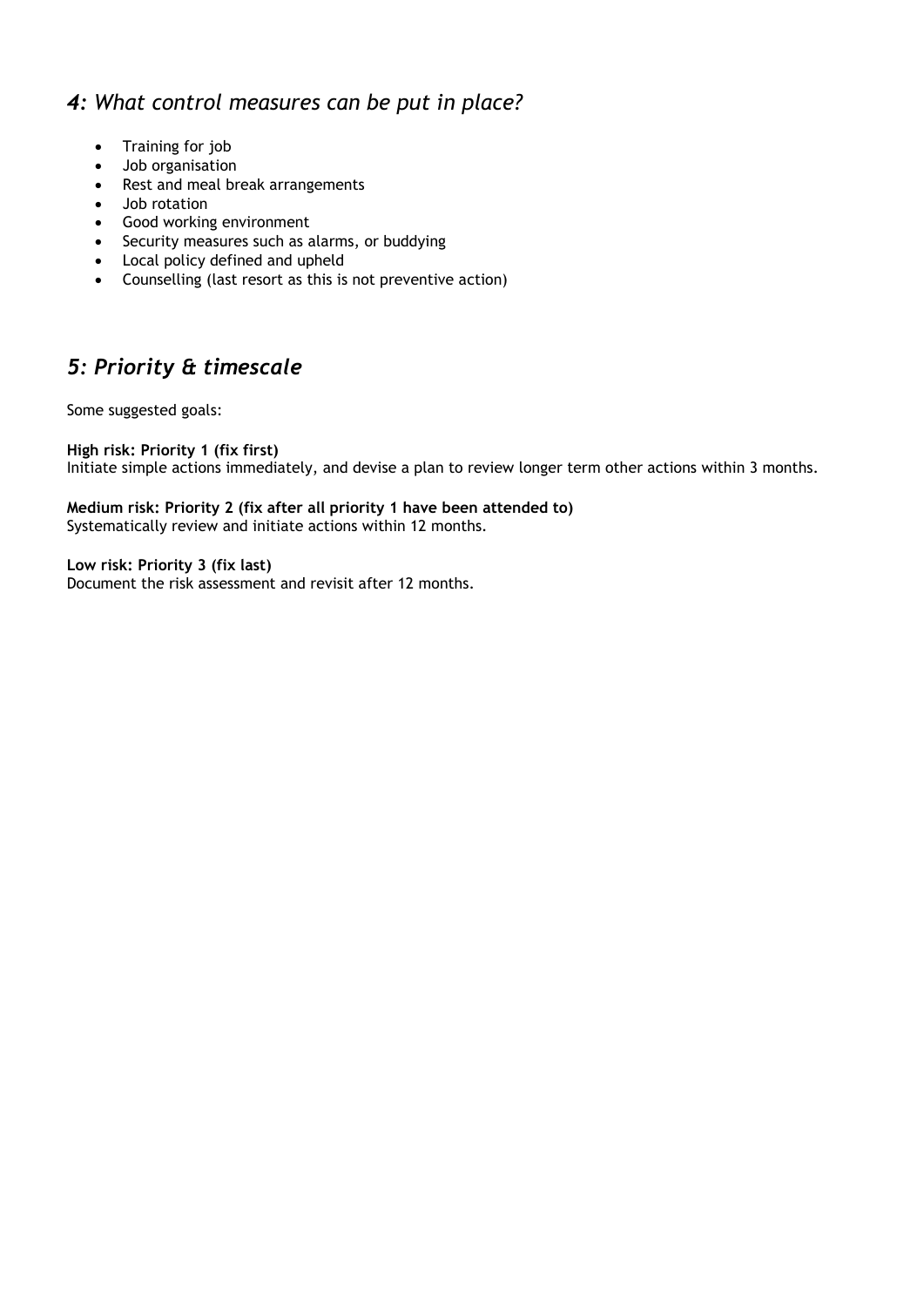## *4: What control measures can be put in place?*

- Training for job
- Job organisation
- Rest and meal break arrangements
- Job rotation
- Good working environment
- Security measures such as alarms, or buddying
- Local policy defined and upheld
- Counselling (last resort as this is not preventive action)

## *5: Priority & timescale*

Some suggested goals:

**High risk: Priority 1 (fix first)**
Initiate simple actions immediately, and devise a plan to review longer term other actions within 3 months.

**Medium risk: Priority 2 (fix after all priority 1 have been attended to)**
Systematically review and initiate actions within 12 months.

**Low risk: Priority 3 (fix last)**
Document the risk assessment and revisit after 12 months.